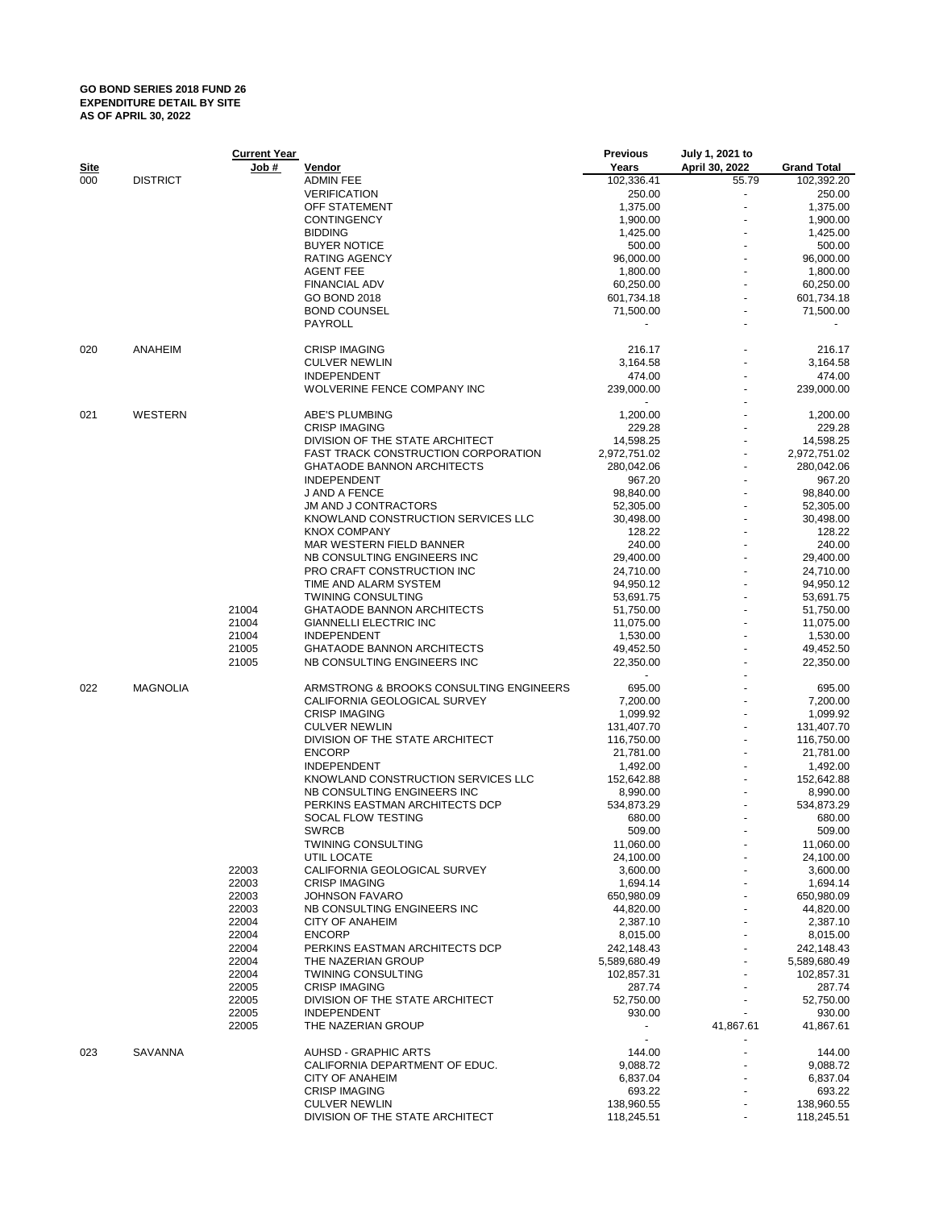**GO BOND SERIES 2018 FUND 26**
**EXPENDITURE DETAIL BY SITE**
**AS OF APRIL 30, 2022**

| Site | | Current Year Job # | Vendor | Previous Years | July 1, 2021 to April 30, 2022 | Grand Total |
|---|---|---|---|---|---|---|
| 000 | DISTRICT | | ADMIN FEE | 102,336.41 | 55.79 | 102,392.20 |
| | | | VERIFICATION | 250.00 | - | 250.00 |
| | | | OFF STATEMENT | 1,375.00 | - | 1,375.00 |
| | | | CONTINGENCY | 1,900.00 | - | 1,900.00 |
| | | | BIDDING | 1,425.00 | - | 1,425.00 |
| | | | BUYER NOTICE | 500.00 | - | 500.00 |
| | | | RATING AGENCY | 96,000.00 | - | 96,000.00 |
| | | | AGENT FEE | 1,800.00 | - | 1,800.00 |
| | | | FINANCIAL ADV | 60,250.00 | - | 60,250.00 |
| | | | GO BOND 2018 | 601,734.18 | - | 601,734.18 |
| | | | BOND COUNSEL | 71,500.00 | - | 71,500.00 |
| | | | PAYROLL | - | - | - |
| 020 | ANAHEIM | | CRISP IMAGING | 216.17 | - | 216.17 |
| | | | CULVER NEWLIN | 3,164.58 | - | 3,164.58 |
| | | | INDEPENDENT | 474.00 | - | 474.00 |
| | | | WOLVERINE FENCE COMPANY INC | 239,000.00 | - | 239,000.00 |
| | | | | - | - | |
| 021 | WESTERN | | ABE'S PLUMBING | 1,200.00 | - | 1,200.00 |
| | | | CRISP IMAGING | 229.28 | - | 229.28 |
| | | | DIVISION OF THE STATE ARCHITECT | 14,598.25 | - | 14,598.25 |
| | | | FAST TRACK CONSTRUCTION CORPORATION | 2,972,751.02 | - | 2,972,751.02 |
| | | | GHATAODE BANNON ARCHITECTS | 280,042.06 | - | 280,042.06 |
| | | | INDEPENDENT | 967.20 | - | 967.20 |
| | | | J AND A FENCE | 98,840.00 | - | 98,840.00 |
| | | | JM AND J CONTRACTORS | 52,305.00 | - | 52,305.00 |
| | | | KNOWLAND CONSTRUCTION SERVICES LLC | 30,498.00 | - | 30,498.00 |
| | | | KNOX COMPANY | 128.22 | - | 128.22 |
| | | | MAR WESTERN FIELD BANNER | 240.00 | - | 240.00 |
| | | | NB CONSULTING ENGINEERS INC | 29,400.00 | - | 29,400.00 |
| | | | PRO CRAFT CONSTRUCTION INC | 24,710.00 | - | 24,710.00 |
| | | | TIME AND ALARM SYSTEM | 94,950.12 | - | 94,950.12 |
| | | | TWINING CONSULTING | 53,691.75 | - | 53,691.75 |
| | | 21004 | GHATAODE BANNON ARCHITECTS | 51,750.00 | - | 51,750.00 |
| | | 21004 | GIANNELLI ELECTRIC INC | 11,075.00 | - | 11,075.00 |
| | | 21004 | INDEPENDENT | 1,530.00 | - | 1,530.00 |
| | | 21005 | GHATAODE BANNON ARCHITECTS | 49,452.50 | - | 49,452.50 |
| | | 21005 | NB CONSULTING ENGINEERS INC | 22,350.00 | - | 22,350.00 |
| | | | | - | - | |
| 022 | MAGNOLIA | | ARMSTRONG & BROOKS CONSULTING ENGINEERS | 695.00 | - | 695.00 |
| | | | CALIFORNIA GEOLOGICAL SURVEY | 7,200.00 | - | 7,200.00 |
| | | | CRISP IMAGING | 1,099.92 | - | 1,099.92 |
| | | | CULVER NEWLIN | 131,407.70 | - | 131,407.70 |
| | | | DIVISION OF THE STATE ARCHITECT | 116,750.00 | - | 116,750.00 |
| | | | ENCORP | 21,781.00 | - | 21,781.00 |
| | | | INDEPENDENT | 1,492.00 | - | 1,492.00 |
| | | | KNOWLAND CONSTRUCTION SERVICES LLC | 152,642.88 | - | 152,642.88 |
| | | | NB CONSULTING ENGINEERS INC | 8,990.00 | - | 8,990.00 |
| | | | PERKINS EASTMAN ARCHITECTS DCP | 534,873.29 | - | 534,873.29 |
| | | | SOCAL FLOW TESTING | 680.00 | - | 680.00 |
| | | | SWRCB | 509.00 | - | 509.00 |
| | | | TWINING CONSULTING | 11,060.00 | - | 11,060.00 |
| | | | UTIL LOCATE | 24,100.00 | - | 24,100.00 |
| | | 22003 | CALIFORNIA GEOLOGICAL SURVEY | 3,600.00 | - | 3,600.00 |
| | | 22003 | CRISP IMAGING | 1,694.14 | - | 1,694.14 |
| | | 22003 | JOHNSON FAVARO | 650,980.09 | - | 650,980.09 |
| | | 22003 | NB CONSULTING ENGINEERS INC | 44,820.00 | - | 44,820.00 |
| | | 22004 | CITY OF ANAHEIM | 2,387.10 | - | 2,387.10 |
| | | 22004 | ENCORP | 8,015.00 | - | 8,015.00 |
| | | 22004 | PERKINS EASTMAN ARCHITECTS DCP | 242,148.43 | - | 242,148.43 |
| | | 22004 | THE NAZERIAN GROUP | 5,589,680.49 | - | 5,589,680.49 |
| | | 22004 | TWINING CONSULTING | 102,857.31 | - | 102,857.31 |
| | | 22005 | CRISP IMAGING | 287.74 | - | 287.74 |
| | | 22005 | DIVISION OF THE STATE ARCHITECT | 52,750.00 | - | 52,750.00 |
| | | 22005 | INDEPENDENT | 930.00 | - | 930.00 |
| | | 22005 | THE NAZERIAN GROUP | - | 41,867.61 | 41,867.61 |
| | | | | - | - | |
| 023 | SAVANNA | | AUHSD - GRAPHIC ARTS | 144.00 | - | 144.00 |
| | | | CALIFORNIA DEPARTMENT OF EDUC. | 9,088.72 | - | 9,088.72 |
| | | | CITY OF ANAHEIM | 6,837.04 | - | 6,837.04 |
| | | | CRISP IMAGING | 693.22 | - | 693.22 |
| | | | CULVER NEWLIN | 138,960.55 | - | 138,960.55 |
| | | | DIVISION OF THE STATE ARCHITECT | 118,245.51 | - | 118,245.51 |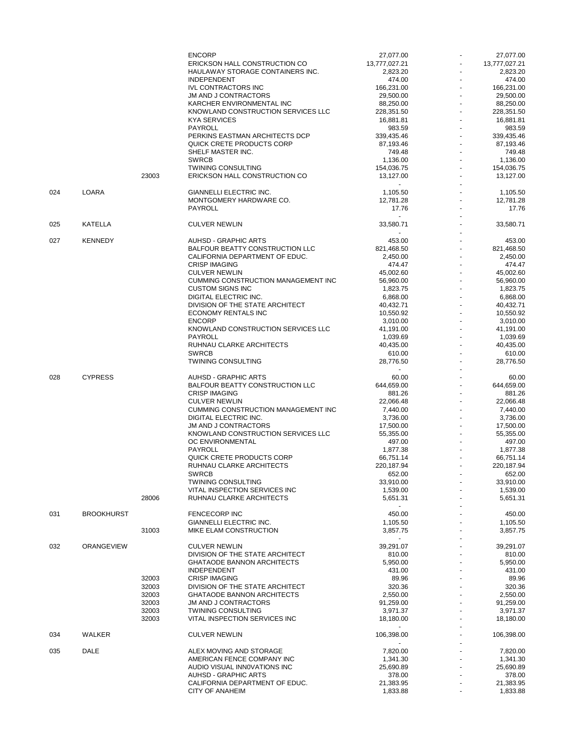| | | | | | | |
|---|---|---|---|---|---|---|
| | | | ENCORP | 27,077.00 | - | 27,077.00 |
| | | | ERICKSON HALL CONSTRUCTION CO | 13,777,027.21 | - | 13,777,027.21 |
| | | | HAULAWAY STORAGE CONTAINERS INC. | 2,823.20 | - | 2,823.20 |
| | | | INDEPENDENT | 474.00 | - | 474.00 |
| | | | IVL CONTRACTORS INC | 166,231.00 | - | 166,231.00 |
| | | | JM AND J CONTRACTORS | 29,500.00 | - | 29,500.00 |
| | | | KARCHER ENVIRONMENTAL INC | 88,250.00 | - | 88,250.00 |
| | | | KNOWLAND CONSTRUCTION SERVICES LLC | 228,351.50 | - | 228,351.50 |
| | | | KYA SERVICES | 16,881.81 | - | 16,881.81 |
| | | | PAYROLL | 983.59 | - | 983.59 |
| | | | PERKINS EASTMAN ARCHITECTS DCP | 339,435.46 | - | 339,435.46 |
| | | | QUICK CRETE PRODUCTS CORP | 87,193.46 | - | 87,193.46 |
| | | | SHELF MASTER INC. | 749.48 | - | 749.48 |
| | | | SWRCB | 1,136.00 | - | 1,136.00 |
| | | | TWINING CONSULTING | 154,036.75 | - | 154,036.75 |
| | | 23003 | ERICKSON HALL CONSTRUCTION CO | 13,127.00 | - | 13,127.00 |
| | | | | - | - | |
| 024 | LOARA | | GIANNELLI ELECTRIC INC. | 1,105.50 | - | 1,105.50 |
| | | | MONTGOMERY HARDWARE CO. | 12,781.28 | - | 12,781.28 |
| | | | PAYROLL | 17.76 | - | 17.76 |
| | | | | - | - | |
| 025 | KATELLA | | CULVER NEWLIN | 33,580.71 | - | 33,580.71 |
| | | | | - | - | |
| 027 | KENNEDY | | AUHSD - GRAPHIC ARTS | 453.00 | - | 453.00 |
| | | | BALFOUR BEATTY CONSTRUCTION LLC | 821,468.50 | - | 821,468.50 |
| | | | CALIFORNIA DEPARTMENT OF EDUC. | 2,450.00 | - | 2,450.00 |
| | | | CRISP IMAGING | 474.47 | - | 474.47 |
| | | | CULVER NEWLIN | 45,002.60 | - | 45,002.60 |
| | | | CUMMING CONSTRUCTION MANAGEMENT INC | 56,960.00 | - | 56,960.00 |
| | | | CUSTOM SIGNS INC | 1,823.75 | - | 1,823.75 |
| | | | DIGITAL ELECTRIC INC. | 6,868.00 | - | 6,868.00 |
| | | | DIVISION OF THE STATE ARCHITECT | 40,432.71 | - | 40,432.71 |
| | | | ECONOMY RENTALS INC | 10,550.92 | - | 10,550.92 |
| | | | ENCORP | 3,010.00 | - | 3,010.00 |
| | | | KNOWLAND CONSTRUCTION SERVICES LLC | 41,191.00 | - | 41,191.00 |
| | | | PAYROLL | 1,039.69 | - | 1,039.69 |
| | | | RUHNAU CLARKE ARCHITECTS | 40,435.00 | - | 40,435.00 |
| | | | SWRCB | 610.00 | - | 610.00 |
| | | | TWINING CONSULTING | 28,776.50 | - | 28,776.50 |
| | | | | - | - | |
| 028 | CYPRESS | | AUHSD - GRAPHIC ARTS | 60.00 | - | 60.00 |
| | | | BALFOUR BEATTY CONSTRUCTION LLC | 644,659.00 | - | 644,659.00 |
| | | | CRISP IMAGING | 881.26 | - | 881.26 |
| | | | CULVER NEWLIN | 22,066.48 | - | 22,066.48 |
| | | | CUMMING CONSTRUCTION MANAGEMENT INC | 7,440.00 | - | 7,440.00 |
| | | | DIGITAL ELECTRIC INC. | 3,736.00 | - | 3,736.00 |
| | | | JM AND J CONTRACTORS | 17,500.00 | - | 17,500.00 |
| | | | KNOWLAND CONSTRUCTION SERVICES LLC | 55,355.00 | - | 55,355.00 |
| | | | OC ENVIRONMENTAL | 497.00 | - | 497.00 |
| | | | PAYROLL | 1,877.38 | - | 1,877.38 |
| | | | QUICK CRETE PRODUCTS CORP | 66,751.14 | - | 66,751.14 |
| | | | RUHNAU CLARKE ARCHITECTS | 220,187.94 | - | 220,187.94 |
| | | | SWRCB | 652.00 | - | 652.00 |
| | | | TWINING CONSULTING | 33,910.00 | - | 33,910.00 |
| | | | VITAL INSPECTION SERVICES INC | 1,539.00 | - | 1,539.00 |
| | | 28006 | RUHNAU CLARKE ARCHITECTS | 5,651.31 | - | 5,651.31 |
| | | | | - | - | |
| 031 | BROOKHURST | | FENCECORP INC | 450.00 | - | 450.00 |
| | | | GIANNELLI ELECTRIC INC. | 1,105.50 | - | 1,105.50 |
| | | 31003 | MIKE ELAM CONSTRUCTION | 3,857.75 | - | 3,857.75 |
| | | | | - | - | |
| 032 | ORANGEVIEW | | CULVER NEWLIN | 39,291.07 | - | 39,291.07 |
| | | | DIVISION OF THE STATE ARCHITECT | 810.00 | - | 810.00 |
| | | | GHATAODE BANNON ARCHITECTS | 5,950.00 | - | 5,950.00 |
| | | | INDEPENDENT | 431.00 | - | 431.00 |
| | | 32003 | CRISP IMAGING | 89.96 | - | 89.96 |
| | | 32003 | DIVISION OF THE STATE ARCHITECT | 320.36 | - | 320.36 |
| | | 32003 | GHATAODE BANNON ARCHITECTS | 2,550.00 | - | 2,550.00 |
| | | 32003 | JM AND J CONTRACTORS | 91,259.00 | - | 91,259.00 |
| | | 32003 | TWINING CONSULTING | 3,971.37 | - | 3,971.37 |
| | | 32003 | VITAL INSPECTION SERVICES INC | 18,180.00 | - | 18,180.00 |
| | | | | - | - | |
| 034 | WALKER | | CULVER NEWLIN | 106,398.00 | - | 106,398.00 |
| | | | | - | - | |
| 035 | DALE | | ALEX MOVING AND STORAGE | 7,820.00 | - | 7,820.00 |
| | | | AMERICAN FENCE COMPANY INC | 1,341.30 | - | 1,341.30 |
| | | | AUDIO VISUAL INN0VATIONS INC | 25,690.89 | - | 25,690.89 |
| | | | AUHSD - GRAPHIC ARTS | 378.00 | - | 378.00 |
| | | | CALIFORNIA DEPARTMENT OF EDUC. | 21,383.95 | - | 21,383.95 |
| | | | CITY OF ANAHEIM | 1,833.88 | - | 1,833.88 |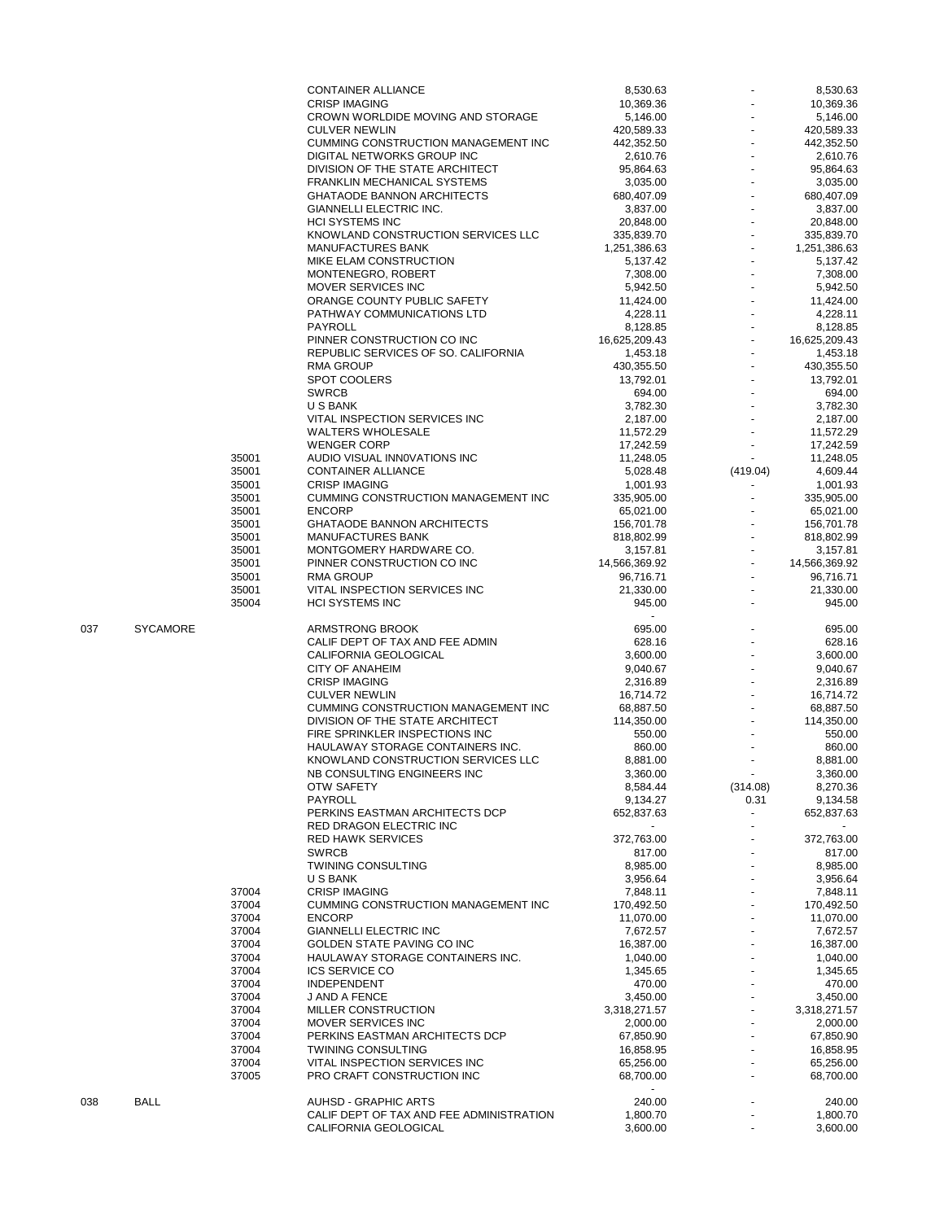|  |  |  |  |  |  |  |
|---|---|---|---|---|---|---|
|  |  |  | CONTAINER ALLIANCE | 8,530.63 | - | 8,530.63 |
|  |  |  | CRISP IMAGING | 10,369.36 | - | 10,369.36 |
|  |  |  | CROWN WORLDIDE MOVING AND STORAGE | 5,146.00 | - | 5,146.00 |
|  |  |  | CULVER NEWLIN | 420,589.33 | - | 420,589.33 |
|  |  |  | CUMMING CONSTRUCTION MANAGEMENT INC | 442,352.50 | - | 442,352.50 |
|  |  |  | DIGITAL NETWORKS GROUP INC | 2,610.76 | - | 2,610.76 |
|  |  |  | DIVISION OF THE STATE ARCHITECT | 95,864.63 | - | 95,864.63 |
|  |  |  | FRANKLIN MECHANICAL SYSTEMS | 3,035.00 | - | 3,035.00 |
|  |  |  | GHATAODE BANNON ARCHITECTS | 680,407.09 | - | 680,407.09 |
|  |  |  | GIANNELLI ELECTRIC INC. | 3,837.00 | - | 3,837.00 |
|  |  |  | HCI SYSTEMS INC | 20,848.00 | - | 20,848.00 |
|  |  |  | KNOWLAND CONSTRUCTION SERVICES LLC | 335,839.70 | - | 335,839.70 |
|  |  |  | MANUFACTURES BANK | 1,251,386.63 | - | 1,251,386.63 |
|  |  |  | MIKE ELAM CONSTRUCTION | 5,137.42 | - | 5,137.42 |
|  |  |  | MONTENEGRO, ROBERT | 7,308.00 | - | 7,308.00 |
|  |  |  | MOVER SERVICES INC | 5,942.50 | - | 5,942.50 |
|  |  |  | ORANGE COUNTY PUBLIC SAFETY | 11,424.00 | - | 11,424.00 |
|  |  |  | PATHWAY COMMUNICATIONS LTD | 4,228.11 | - | 4,228.11 |
|  |  |  | PAYROLL | 8,128.85 | - | 8,128.85 |
|  |  |  | PINNER CONSTRUCTION CO INC | 16,625,209.43 | - | 16,625,209.43 |
|  |  |  | REPUBLIC SERVICES OF SO. CALIFORNIA | 1,453.18 | - | 1,453.18 |
|  |  |  | RMA GROUP | 430,355.50 | - | 430,355.50 |
|  |  |  | SPOT COOLERS | 13,792.01 | - | 13,792.01 |
|  |  |  | SWRCB | 694.00 | - | 694.00 |
|  |  |  | U S BANK | 3,782.30 | - | 3,782.30 |
|  |  |  | VITAL INSPECTION SERVICES INC | 2,187.00 | - | 2,187.00 |
|  |  |  | WALTERS WHOLESALE | 11,572.29 | - | 11,572.29 |
|  |  |  | WENGER CORP | 17,242.59 | - | 17,242.59 |
|  |  | 35001 | AUDIO VISUAL INN0VATIONS INC | 11,248.05 | - | 11,248.05 |
|  |  | 35001 | CONTAINER ALLIANCE | 5,028.48 | (419.04) | 4,609.44 |
|  |  | 35001 | CRISP IMAGING | 1,001.93 | - | 1,001.93 |
|  |  | 35001 | CUMMING CONSTRUCTION MANAGEMENT INC | 335,905.00 | - | 335,905.00 |
|  |  | 35001 | ENCORP | 65,021.00 | - | 65,021.00 |
|  |  | 35001 | GHATAODE BANNON ARCHITECTS | 156,701.78 | - | 156,701.78 |
|  |  | 35001 | MANUFACTURES BANK | 818,802.99 | - | 818,802.99 |
|  |  | 35001 | MONTGOMERY HARDWARE CO. | 3,157.81 | - | 3,157.81 |
|  |  | 35001 | PINNER CONSTRUCTION CO INC | 14,566,369.92 | - | 14,566,369.92 |
|  |  | 35001 | RMA GROUP | 96,716.71 | - | 96,716.71 |
|  |  | 35001 | VITAL INSPECTION SERVICES INC | 21,330.00 | - | 21,330.00 |
|  |  | 35004 | HCI SYSTEMS INC | 945.00 | - | 945.00 |
|  |  |  |  | - |  |  |
| 037 | SYCAMORE |  | ARMSTRONG BROOK | 695.00 | - | 695.00 |
|  |  |  | CALIF DEPT OF TAX AND FEE ADMIN | 628.16 | - | 628.16 |
|  |  |  | CALIFORNIA GEOLOGICAL | 3,600.00 | - | 3,600.00 |
|  |  |  | CITY OF ANAHEIM | 9,040.67 | - | 9,040.67 |
|  |  |  | CRISP IMAGING | 2,316.89 | - | 2,316.89 |
|  |  |  | CULVER NEWLIN | 16,714.72 | - | 16,714.72 |
|  |  |  | CUMMING CONSTRUCTION MANAGEMENT INC | 68,887.50 | - | 68,887.50 |
|  |  |  | DIVISION OF THE STATE ARCHITECT | 114,350.00 | - | 114,350.00 |
|  |  |  | FIRE SPRINKLER INSPECTIONS INC | 550.00 | - | 550.00 |
|  |  |  | HAULAWAY STORAGE CONTAINERS INC. | 860.00 | - | 860.00 |
|  |  |  | KNOWLAND CONSTRUCTION SERVICES LLC | 8,881.00 | - | 8,881.00 |
|  |  |  | NB CONSULTING ENGINEERS INC | 3,360.00 | - | 3,360.00 |
|  |  |  | OTW SAFETY | 8,584.44 | (314.08) | 8,270.36 |
|  |  |  | PAYROLL | 9,134.27 | 0.31 | 9,134.58 |
|  |  |  | PERKINS EASTMAN ARCHITECTS DCP | 652,837.63 | - | 652,837.63 |
|  |  |  | RED DRAGON ELECTRIC INC | - | - | - |
|  |  |  | RED HAWK SERVICES | 372,763.00 | - | 372,763.00 |
|  |  |  | SWRCB | 817.00 | - | 817.00 |
|  |  |  | TWINING CONSULTING | 8,985.00 | - | 8,985.00 |
|  |  |  | U S BANK | 3,956.64 | - | 3,956.64 |
|  |  | 37004 | CRISP IMAGING | 7,848.11 | - | 7,848.11 |
|  |  | 37004 | CUMMING CONSTRUCTION MANAGEMENT INC | 170,492.50 | - | 170,492.50 |
|  |  | 37004 | ENCORP | 11,070.00 | - | 11,070.00 |
|  |  | 37004 | GIANNELLI ELECTRIC INC | 7,672.57 | - | 7,672.57 |
|  |  | 37004 | GOLDEN STATE PAVING CO INC | 16,387.00 | - | 16,387.00 |
|  |  | 37004 | HAULAWAY STORAGE CONTAINERS INC. | 1,040.00 | - | 1,040.00 |
|  |  | 37004 | ICS SERVICE CO | 1,345.65 | - | 1,345.65 |
|  |  | 37004 | INDEPENDENT | 470.00 | - | 470.00 |
|  |  | 37004 | J AND A FENCE | 3,450.00 | - | 3,450.00 |
|  |  | 37004 | MILLER CONSTRUCTION | 3,318,271.57 | - | 3,318,271.57 |
|  |  | 37004 | MOVER SERVICES INC | 2,000.00 | - | 2,000.00 |
|  |  | 37004 | PERKINS EASTMAN ARCHITECTS DCP | 67,850.90 | - | 67,850.90 |
|  |  | 37004 | TWINING CONSULTING | 16,858.95 | - | 16,858.95 |
|  |  | 37004 | VITAL INSPECTION SERVICES INC | 65,256.00 | - | 65,256.00 |
|  |  | 37005 | PRO CRAFT CONSTRUCTION INC | 68,700.00 | - | 68,700.00 |
|  |  |  |  | - |  |  |
| 038 | BALL |  | AUHSD - GRAPHIC ARTS | 240.00 | - | 240.00 |
|  |  |  | CALIF DEPT OF TAX AND FEE ADMINISTRATION | 1,800.70 | - | 1,800.70 |
|  |  |  | CALIFORNIA GEOLOGICAL | 3,600.00 | - | 3,600.00 |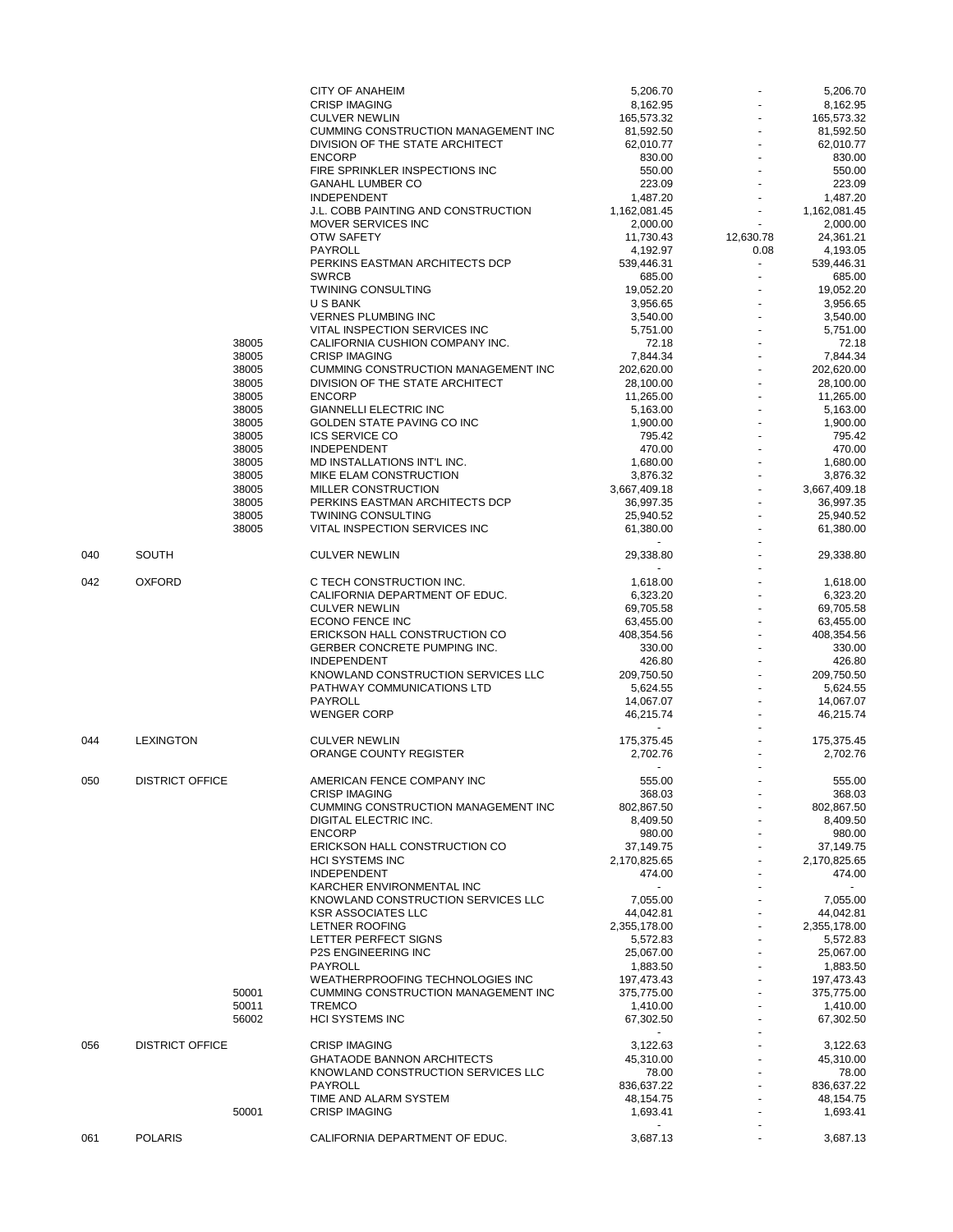| | | | | | | |
|---|---|---|---|---|---|---|
| | | | CITY OF ANAHEIM | 5,206.70 | - | 5,206.70 |
| | | | CRISP IMAGING | 8,162.95 | - | 8,162.95 |
| | | | CULVER NEWLIN | 165,573.32 | - | 165,573.32 |
| | | | CUMMING CONSTRUCTION MANAGEMENT INC | 81,592.50 | - | 81,592.50 |
| | | | DIVISION OF THE STATE ARCHITECT | 62,010.77 | - | 62,010.77 |
| | | | ENCORP | 830.00 | - | 830.00 |
| | | | FIRE SPRINKLER INSPECTIONS INC | 550.00 | - | 550.00 |
| | | | GANAHL LUMBER CO | 223.09 | - | 223.09 |
| | | | INDEPENDENT | 1,487.20 | - | 1,487.20 |
| | | | J.L. COBB PAINTING AND CONSTRUCTION | 1,162,081.45 | - | 1,162,081.45 |
| | | | MOVER SERVICES INC | 2,000.00 | - | 2,000.00 |
| | | | OTW SAFETY | 11,730.43 | 12,630.78 | 24,361.21 |
| | | | PAYROLL | 4,192.97 | 0.08 | 4,193.05 |
| | | | PERKINS EASTMAN ARCHITECTS DCP | 539,446.31 | - | 539,446.31 |
| | | | SWRCB | 685.00 | - | 685.00 |
| | | | TWINING CONSULTING | 19,052.20 | - | 19,052.20 |
| | | | U S BANK | 3,956.65 | - | 3,956.65 |
| | | | VERNES PLUMBING INC | 3,540.00 | - | 3,540.00 |
| | | | VITAL INSPECTION SERVICES INC | 5,751.00 | - | 5,751.00 |
| | | 38005 | CALIFORNIA CUSHION COMPANY INC. | 72.18 | - | 72.18 |
| | | 38005 | CRISP IMAGING | 7,844.34 | - | 7,844.34 |
| | | 38005 | CUMMING CONSTRUCTION MANAGEMENT INC | 202,620.00 | - | 202,620.00 |
| | | 38005 | DIVISION OF THE STATE ARCHITECT | 28,100.00 | - | 28,100.00 |
| | | 38005 | ENCORP | 11,265.00 | - | 11,265.00 |
| | | 38005 | GIANNELLI ELECTRIC INC | 5,163.00 | - | 5,163.00 |
| | | 38005 | GOLDEN STATE PAVING CO INC | 1,900.00 | - | 1,900.00 |
| | | 38005 | ICS SERVICE CO | 795.42 | - | 795.42 |
| | | 38005 | INDEPENDENT | 470.00 | - | 470.00 |
| | | 38005 | MD INSTALLATIONS INT'L INC. | 1,680.00 | - | 1,680.00 |
| | | 38005 | MIKE ELAM CONSTRUCTION | 3,876.32 | - | 3,876.32 |
| | | 38005 | MILLER CONSTRUCTION | 3,667,409.18 | - | 3,667,409.18 |
| | | 38005 | PERKINS EASTMAN ARCHITECTS DCP | 36,997.35 | - | 36,997.35 |
| | | 38005 | TWINING CONSULTING | 25,940.52 | - | 25,940.52 |
| | | 38005 | VITAL INSPECTION SERVICES INC | 61,380.00 | - | 61,380.00 |
| | | | | - | - | |
| 040 | SOUTH | | CULVER NEWLIN | 29,338.80 | - | 29,338.80 |
| | | | | - | - | |
| 042 | OXFORD | | C TECH CONSTRUCTION INC. | 1,618.00 | - | 1,618.00 |
| | | | CALIFORNIA DEPARTMENT OF EDUC. | 6,323.20 | - | 6,323.20 |
| | | | CULVER NEWLIN | 69,705.58 | - | 69,705.58 |
| | | | ECONO FENCE INC | 63,455.00 | - | 63,455.00 |
| | | | ERICKSON HALL CONSTRUCTION CO | 408,354.56 | - | 408,354.56 |
| | | | GERBER CONCRETE PUMPING INC. | 330.00 | - | 330.00 |
| | | | INDEPENDENT | 426.80 | - | 426.80 |
| | | | KNOWLAND CONSTRUCTION SERVICES LLC | 209,750.50 | - | 209,750.50 |
| | | | PATHWAY COMMUNICATIONS LTD | 5,624.55 | - | 5,624.55 |
| | | | PAYROLL | 14,067.07 | - | 14,067.07 |
| | | | WENGER CORP | 46,215.74 | - | 46,215.74 |
| | | | | - | - | |
| 044 | LEXINGTON | | CULVER NEWLIN | 175,375.45 | - | 175,375.45 |
| | | | ORANGE COUNTY REGISTER | 2,702.76 | - | 2,702.76 |
| | | | | - | - | |
| 050 | DISTRICT OFFICE | | AMERICAN FENCE COMPANY INC | 555.00 | - | 555.00 |
| | | | CRISP IMAGING | 368.03 | - | 368.03 |
| | | | CUMMING CONSTRUCTION MANAGEMENT INC | 802,867.50 | - | 802,867.50 |
| | | | DIGITAL ELECTRIC INC. | 8,409.50 | - | 8,409.50 |
| | | | ENCORP | 980.00 | - | 980.00 |
| | | | ERICKSON HALL CONSTRUCTION CO | 37,149.75 | - | 37,149.75 |
| | | | HCI SYSTEMS INC | 2,170,825.65 | - | 2,170,825.65 |
| | | | INDEPENDENT | 474.00 | - | 474.00 |
| | | | KARCHER ENVIRONMENTAL INC | - | - | - |
| | | | KNOWLAND CONSTRUCTION SERVICES LLC | 7,055.00 | - | 7,055.00 |
| | | | KSR ASSOCIATES LLC | 44,042.81 | - | 44,042.81 |
| | | | LETNER ROOFING | 2,355,178.00 | - | 2,355,178.00 |
| | | | LETTER PERFECT SIGNS | 5,572.83 | - | 5,572.83 |
| | | | P2S ENGINEERING INC | 25,067.00 | - | 25,067.00 |
| | | | PAYROLL | 1,883.50 | - | 1,883.50 |
| | | | WEATHERPROOFING TECHNOLOGIES INC | 197,473.43 | - | 197,473.43 |
| | | 50001 | CUMMING CONSTRUCTION MANAGEMENT INC | 375,775.00 | - | 375,775.00 |
| | | 50011 | TREMCO | 1,410.00 | - | 1,410.00 |
| | | 56002 | HCI SYSTEMS INC | 67,302.50 | - | 67,302.50 |
| | | | | - | - | |
| 056 | DISTRICT OFFICE | | CRISP IMAGING | 3,122.63 | - | 3,122.63 |
| | | | GHATAODE BANNON ARCHITECTS | 45,310.00 | - | 45,310.00 |
| | | | KNOWLAND CONSTRUCTION SERVICES LLC | 78.00 | - | 78.00 |
| | | | PAYROLL | 836,637.22 | - | 836,637.22 |
| | | | TIME AND ALARM SYSTEM | 48,154.75 | - | 48,154.75 |
| | | 50001 | CRISP IMAGING | 1,693.41 | - | 1,693.41 |
| | | | | - | - | |
| 061 | POLARIS | | CALIFORNIA DEPARTMENT OF EDUC. | 3,687.13 | - | 3,687.13 |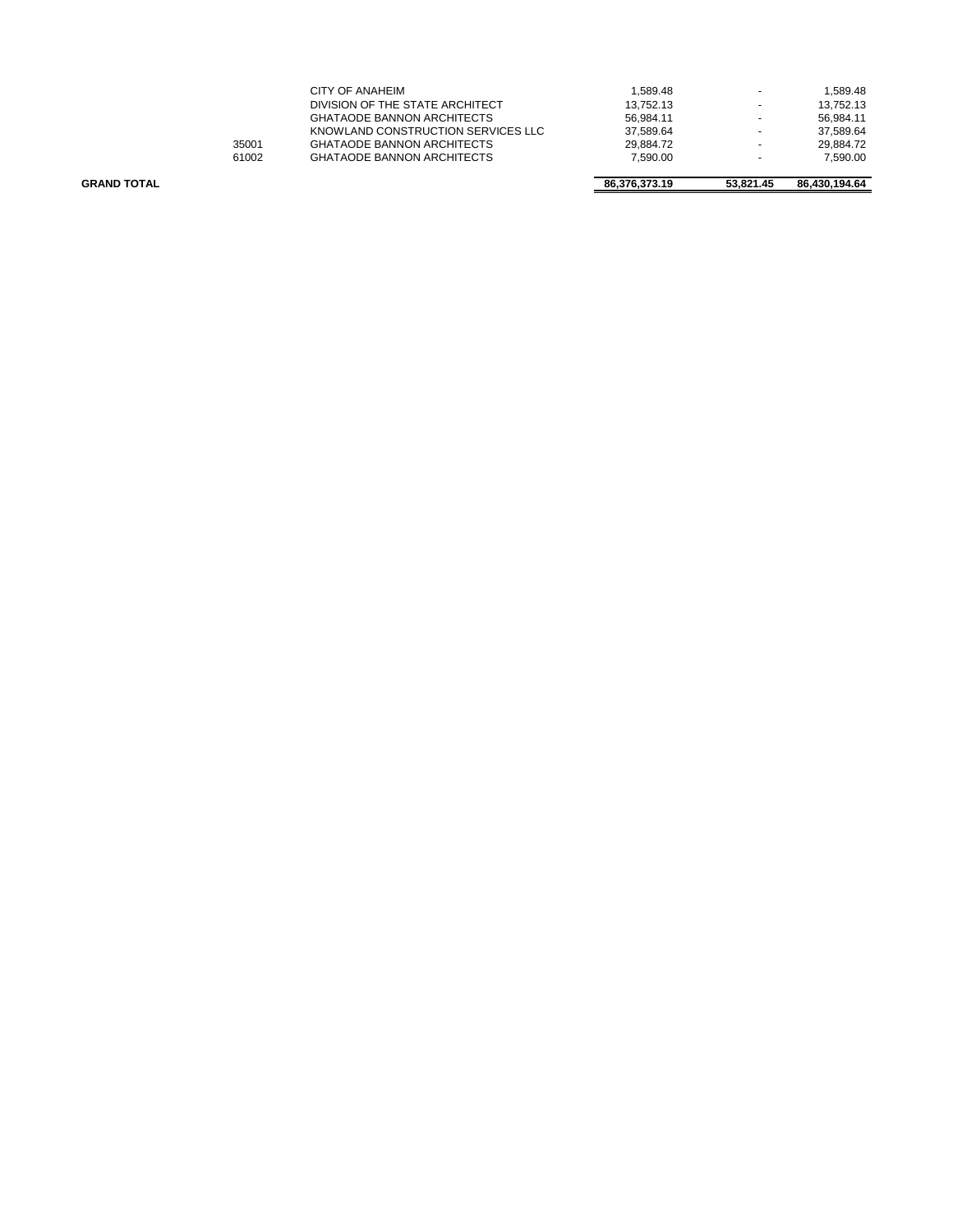| | | | | | |
|---|---|---|---|---|---|
| | | CITY OF ANAHEIM | 1,589.48 | - | 1,589.48 |
| | | DIVISION OF THE STATE ARCHITECT | 13,752.13 | - | 13,752.13 |
| | | GHATAODE BANNON ARCHITECTS | 56,984.11 | - | 56,984.11 |
| | | KNOWLAND CONSTRUCTION SERVICES LLC | 37,589.64 | - | 37,589.64 |
| | 35001 | GHATAODE BANNON ARCHITECTS | 29,884.72 | - | 29,884.72 |
| | 61002 | GHATAODE BANNON ARCHITECTS | 7,590.00 | - | 7,590.00 |
| **GRAND TOTAL** | | | **86,376,373.19** | **53,821.45** | **86,430,194.64** |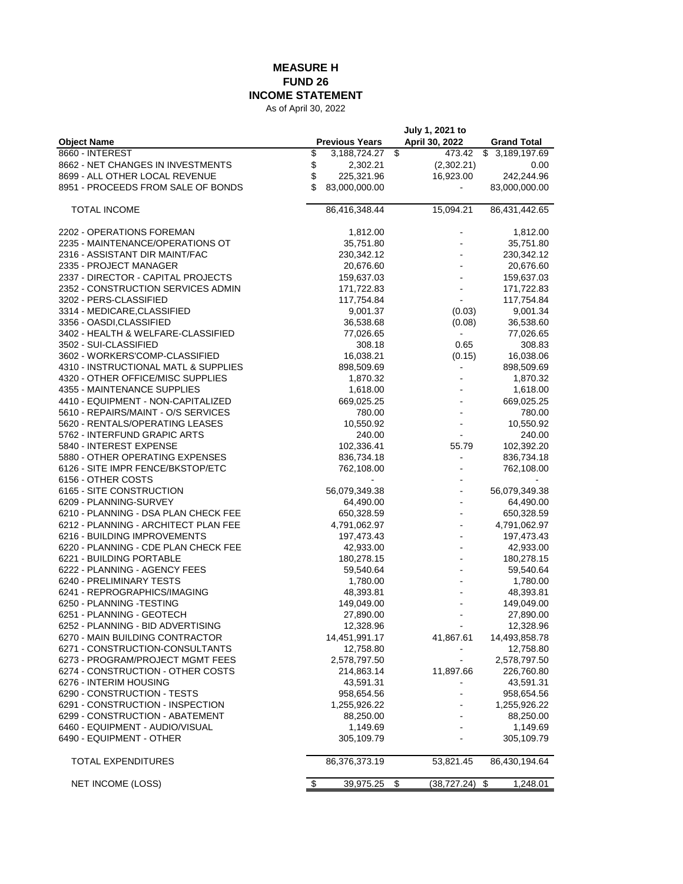# MEASURE H
# FUND 26
# INCOME STATEMENT

As of April 30, 2022

| Object Name | Previous Years | July 1, 2021 to April 30, 2022 | Grand Total |
|---|---|---|---|
| 8660 - INTEREST | $ 3,188,724.27 | $ 473.42 | $ 3,189,197.69 |
| 8662 - NET CHANGES IN INVESTMENTS | $ 2,302.21 | (2,302.21) | 0.00 |
| 8699 - ALL OTHER LOCAL REVENUE | $ 225,321.96 | 16,923.00 | 242,244.96 |
| 8951 - PROCEEDS FROM SALE OF BONDS | $ 83,000,000.00 | - | 83,000,000.00 |
| TOTAL INCOME | 86,416,348.44 | 15,094.21 | 86,431,442.65 |
| 2202 - OPERATIONS FOREMAN | 1,812.00 | - | 1,812.00 |
| 2235 - MAINTENANCE/OPERATIONS OT | 35,751.80 | - | 35,751.80 |
| 2316 - ASSISTANT DIR MAINT/FAC | 230,342.12 | - | 230,342.12 |
| 2335 - PROJECT MANAGER | 20,676.60 | - | 20,676.60 |
| 2337 - DIRECTOR - CAPITAL PROJECTS | 159,637.03 | - | 159,637.03 |
| 2352 - CONSTRUCTION SERVICES ADMIN | 171,722.83 | - | 171,722.83 |
| 3202 - PERS-CLASSIFIED | 117,754.84 | - | 117,754.84 |
| 3314 - MEDICARE,CLASSIFIED | 9,001.37 | (0.03) | 9,001.34 |
| 3356 - OASDI,CLASSIFIED | 36,538.68 | (0.08) | 36,538.60 |
| 3402 - HEALTH & WELFARE-CLASSIFIED | 77,026.65 | - | 77,026.65 |
| 3502 - SUI-CLASSIFIED | 308.18 | 0.65 | 308.83 |
| 3602 - WORKERS'COMP-CLASSIFIED | 16,038.21 | (0.15) | 16,038.06 |
| 4310 - INSTRUCTIONAL MATL & SUPPLIES | 898,509.69 | - | 898,509.69 |
| 4320 - OTHER OFFICE/MISC SUPPLIES | 1,870.32 | - | 1,870.32 |
| 4355 - MAINTENANCE SUPPLIES | 1,618.00 | - | 1,618.00 |
| 4410 - EQUIPMENT - NON-CAPITALIZED | 669,025.25 | - | 669,025.25 |
| 5610 - REPAIRS/MAINT - O/S SERVICES | 780.00 | - | 780.00 |
| 5620 - RENTALS/OPERATING LEASES | 10,550.92 | - | 10,550.92 |
| 5762 - INTERFUND GRAPIC ARTS | 240.00 | - | 240.00 |
| 5840 - INTEREST EXPENSE | 102,336.41 | 55.79 | 102,392.20 |
| 5880 - OTHER OPERATING EXPENSES | 836,734.18 | - | 836,734.18 |
| 6126 - SITE IMPR FENCE/BKSTOP/ETC | 762,108.00 | - | 762,108.00 |
| 6156 - OTHER COSTS | - | - | - |
| 6165 - SITE CONSTRUCTION | 56,079,349.38 | - | 56,079,349.38 |
| 6209 - PLANNING-SURVEY | 64,490.00 | - | 64,490.00 |
| 6210 - PLANNING - DSA PLAN CHECK FEE | 650,328.59 | - | 650,328.59 |
| 6212 - PLANNING - ARCHITECT PLAN FEE | 4,791,062.97 | - | 4,791,062.97 |
| 6216 - BUILDING IMPROVEMENTS | 197,473.43 | - | 197,473.43 |
| 6220 - PLANNING - CDE PLAN CHECK FEE | 42,933.00 | - | 42,933.00 |
| 6221 - BUILDING PORTABLE | 180,278.15 | - | 180,278.15 |
| 6222 - PLANNING - AGENCY FEES | 59,540.64 | - | 59,540.64 |
| 6240 - PRELIMINARY TESTS | 1,780.00 | - | 1,780.00 |
| 6241 - REPROGRAPHICS/IMAGING | 48,393.81 | - | 48,393.81 |
| 6250 - PLANNING -TESTING | 149,049.00 | - | 149,049.00 |
| 6251 - PLANNING - GEOTECH | 27,890.00 | - | 27,890.00 |
| 6252 - PLANNING - BID ADVERTISING | 12,328.96 | - | 12,328.96 |
| 6270 - MAIN BUILDING CONTRACTOR | 14,451,991.17 | 41,867.61 | 14,493,858.78 |
| 6271 - CONSTRUCTION-CONSULTANTS | 12,758.80 | - | 12,758.80 |
| 6273 - PROGRAM/PROJECT MGMT FEES | 2,578,797.50 | - | 2,578,797.50 |
| 6274 - CONSTRUCTION - OTHER COSTS | 214,863.14 | 11,897.66 | 226,760.80 |
| 6276 - INTERIM HOUSING | 43,591.31 | - | 43,591.31 |
| 6290 - CONSTRUCTION - TESTS | 958,654.56 | - | 958,654.56 |
| 6291 - CONSTRUCTION - INSPECTION | 1,255,926.22 | - | 1,255,926.22 |
| 6299 - CONSTRUCTION - ABATEMENT | 88,250.00 | - | 88,250.00 |
| 6460 - EQUIPMENT - AUDIO/VISUAL | 1,149.69 | - | 1,149.69 |
| 6490 - EQUIPMENT - OTHER | 305,109.79 | - | 305,109.79 |
| TOTAL EXPENDITURES | 86,376,373.19 | 53,821.45 | 86,430,194.64 |
| NET INCOME (LOSS) | $ 39,975.25 | $ (38,727.24) | $ 1,248.01 |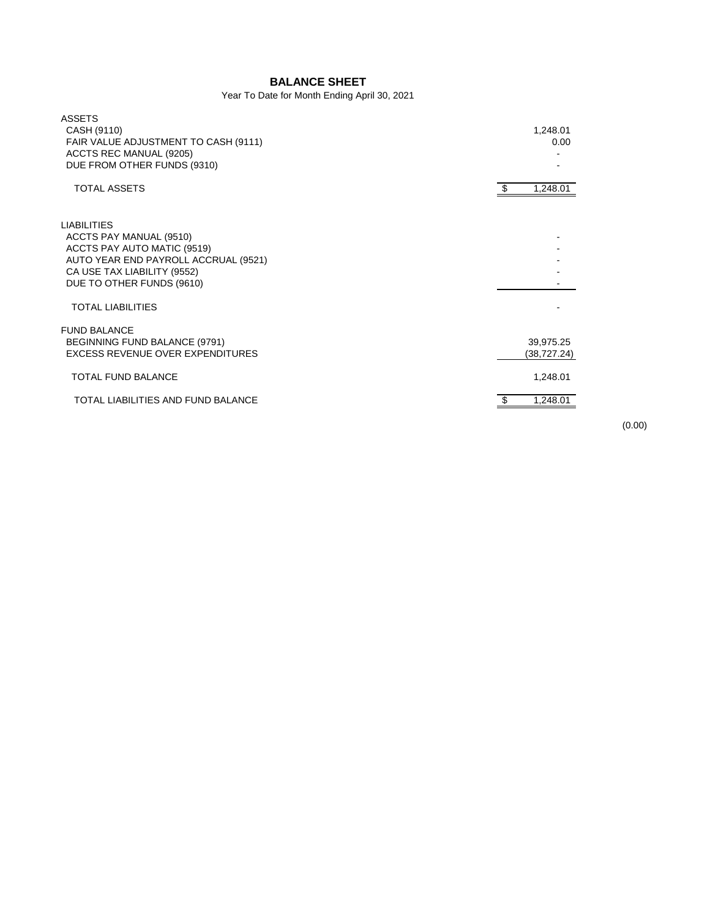# BALANCE SHEET

Year To Date for Month Ending April 30, 2021

| | |
|---|---|
| **ASSETS** | |
| CASH (9110) | 1,248.01 |
| FAIR VALUE ADJUSTMENT TO CASH (9111) | 0.00 |
| ACCTS REC MANUAL (9205) | - |
| DUE FROM OTHER FUNDS (9310) | - |
| TOTAL ASSETS | $ 1,248.01 |
| **LIABILITIES** | |
| ACCTS PAY MANUAL (9510) | - |
| ACCTS PAY AUTO MATIC (9519) | - |
| AUTO YEAR END PAYROLL ACCRUAL (9521) | - |
| CA USE TAX LIABILITY (9552) | - |
| DUE TO OTHER FUNDS (9610) | - |
| TOTAL LIABILITIES | - |
| **FUND BALANCE** | |
| BEGINNING FUND BALANCE (9791) | 39,975.25 |
| EXCESS REVENUE OVER EXPENDITURES | (38,727.24) |
| TOTAL FUND BALANCE | 1,248.01 |
| TOTAL LIABILITIES AND FUND BALANCE | $ 1,248.01 |

(0.00)